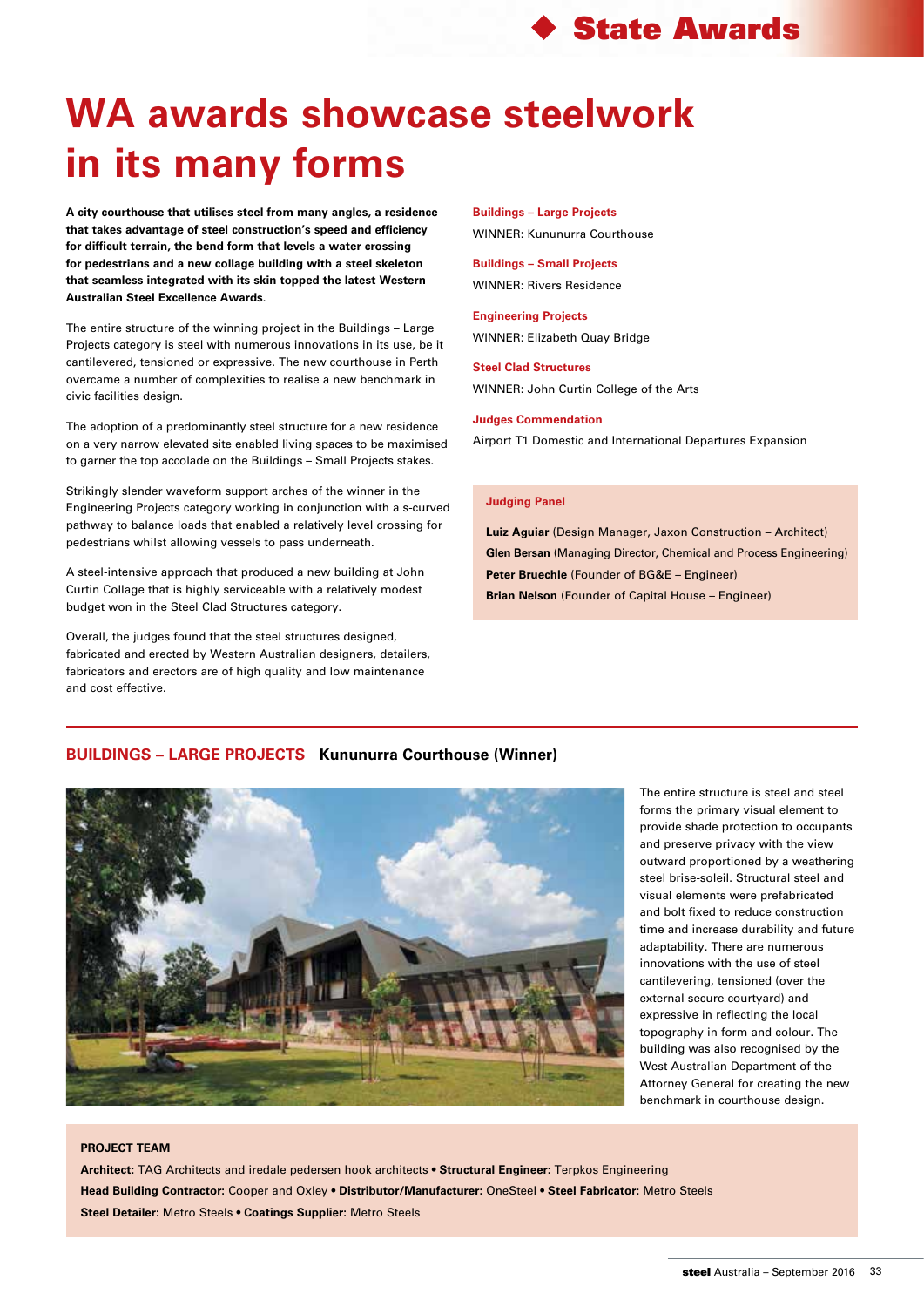# WA awards showcase steelwork in its many forms

**A city courthouse that utilises steel from many angles, a residence that takes advantage of steel construction's speed and efficiency for difficult terrain, the bend form that levels a water crossing for pedestrians and a new collage building with a steel skeleton that seamless integrated with its skin topped the latest Western Australian Steel Excellence Awards**.

The entire structure of the winning project in the Buildings – Large Projects category is steel with numerous innovations in its use, be it cantilevered, tensioned or expressive. The new courthouse in Perth overcame a number of complexities to realise a new benchmark in civic facilities design.

The adoption of a predominantly steel structure for a new residence on a very narrow elevated site enabled living spaces to be maximised to garner the top accolade on the Buildings – Small Projects stakes.

Strikingly slender waveform support arches of the winner in the Engineering Projects category working in conjunction with a s-curved pathway to balance loads that enabled a relatively level crossing for pedestrians whilst allowing vessels to pass underneath.

A steel-intensive approach that produced a new building at John Curtin Collage that is highly serviceable with a relatively modest budget won in the Steel Clad Structures category.

Overall, the judges found that the steel structures designed, fabricated and erected by Western Australian designers, detailers, fabricators and erectors are of high quality and low maintenance and cost effective.

**Buildings – Large Projects**

WINNER: Kununurra Courthouse

**Buildings – Small Projects**

WINNER: Rivers Residence

**Engineering Projects**

WINNER: Elizabeth Quay Bridge

**Steel Clad Structures**

WINNER: John Curtin College of the Arts

**Judges Commendation**

Airport T1 Domestic and International Departures Expansion

**Judging Panel**

**Luiz Aguiar** (Design Manager, Jaxon Construction – Architect)
**Glen Bersan** (Managing Director, Chemical and Process Engineering)
**Peter Bruechle** (Founder of BG&E – Engineer)
**Brian Nelson** (Founder of Capital House – Engineer)

## BUILDINGS – LARGE PROJECTS Kununurra Courthouse (Winner)

The entire structure is steel and steel forms the primary visual element to provide shade protection to occupants and preserve privacy with the view outward proportioned by a weathering steel brise-soleil. Structural steel and visual elements were prefabricated and bolt fixed to reduce construction time and increase durability and future adaptability. There are numerous innovations with the use of steel cantilevering, tensioned (over the external secure courtyard) and expressive in reflecting the local topography in form and colour. The building was also recognised by the West Australian Department of the Attorney General for creating the new benchmark in courthouse design.

**PROJECT TEAM**

**Architect:** TAG Architects and iredale pedersen hook architects • **Structural Engineer:** Terpkos Engineering
**Head Building Contractor:** Cooper and Oxley • **Distributor/Manufacturer:** OneSteel • **Steel Fabricator:** Metro Steels
**Steel Detailer:** Metro Steels • **Coatings Supplier:** Metro Steels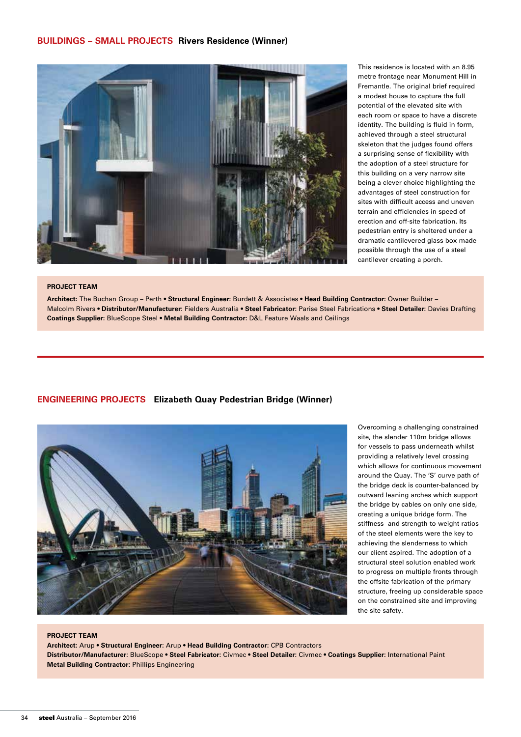## BUILDINGS – SMALL PROJECTS Rivers Residence (Winner)

This residence is located with an 8.95 metre frontage near Monument Hill in Fremantle. The original brief required a modest house to capture the full potential of the elevated site with each room or space to have a discrete identity. The building is fluid in form, achieved through a steel structural skeleton that the judges found offers a surprising sense of flexibility with the adoption of a steel structure for this building on a very narrow site being a clever choice highlighting the advantages of steel construction for sites with difficult access and uneven terrain and efficiencies in speed of erection and off-site fabrication. Its pedestrian entry is sheltered under a dramatic cantilevered glass box made possible through the use of a steel cantilever creating a porch.

**PROJECT TEAM**

**Architect:** The Buchan Group – Perth • **Structural Engineer:** Burdett & Associates • **Head Building Contractor:** Owner Builder – Malcolm Rivers • **Distributor/Manufacturer:** Fielders Australia • **Steel Fabricator:** Parise Steel Fabrications • **Steel Detailer:** Davies Drafting **Coatings Supplier:** BlueScope Steel • **Metal Building Contractor:** D&L Feature Waals and Ceilings

## ENGINEERING PROJECTS Elizabeth Quay Pedestrian Bridge (Winner)

Overcoming a challenging constrained site, the slender 110m bridge allows for vessels to pass underneath whilst providing a relatively level crossing which allows for continuous movement around the Quay. The 'S' curve path of the bridge deck is counter-balanced by outward leaning arches which support the bridge by cables on only one side, creating a unique bridge form. The stiffness- and strength-to-weight ratios of the steel elements were the key to achieving the slenderness to which our client aspired. The adoption of a structural steel solution enabled work to progress on multiple fronts through the offsite fabrication of the primary structure, freeing up considerable space on the constrained site and improving the site safety.

**PROJECT TEAM**

**Architect:** Arup • **Structural Engineer:** Arup • **Head Building Contractor:** CPB Contractors
**Distributor/Manufacturer:** BlueScope • **Steel Fabricator:** Civmec • **Steel Detailer:** Civmec • **Coatings Supplier:** International Paint
**Metal Building Contractor:** Phillips Engineering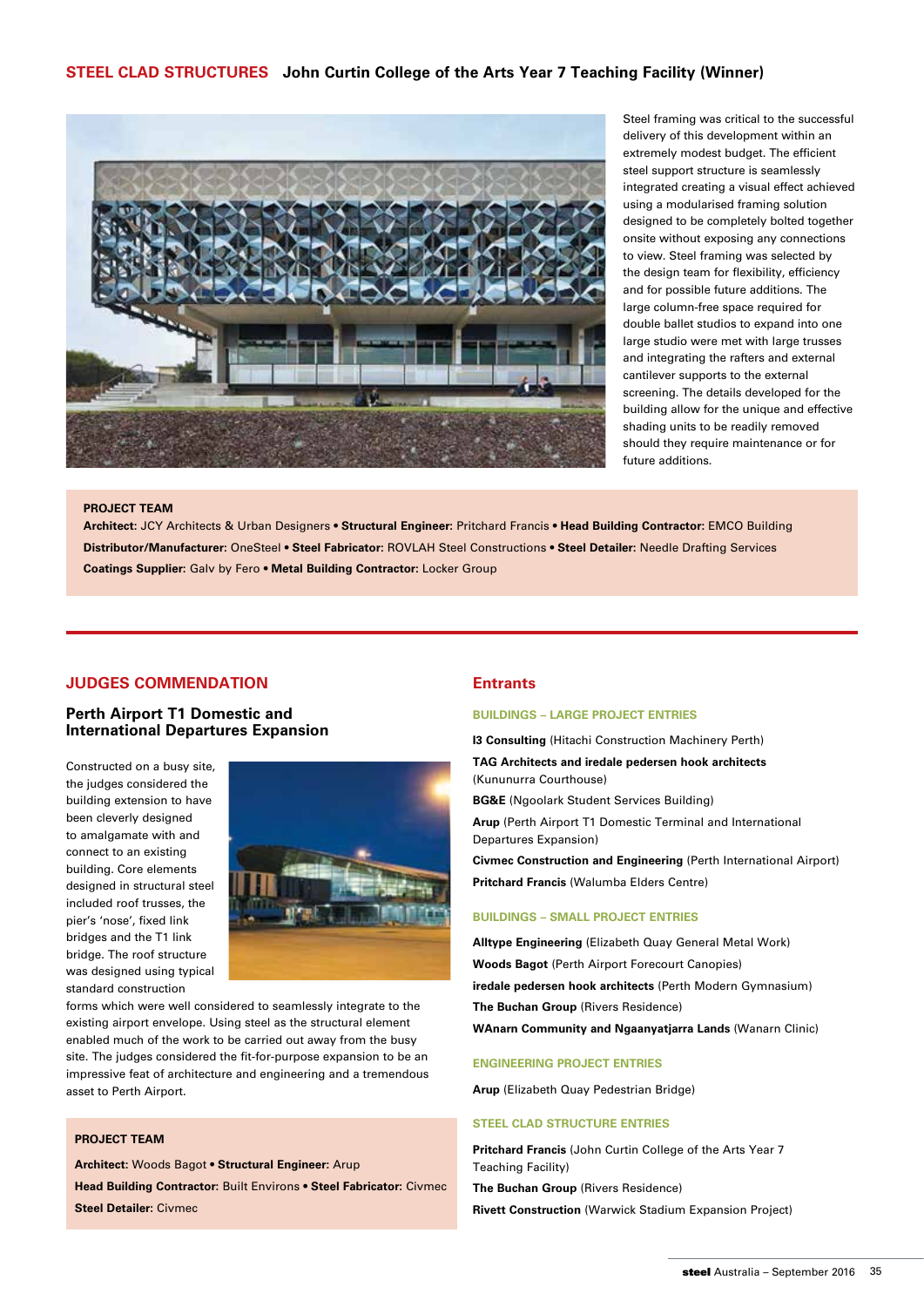## STEEL CLAD STRUCTURES John Curtin College of the Arts Year 7 Teaching Facility (Winner)

Steel framing was critical to the successful delivery of this development within an extremely modest budget. The efficient steel support structure is seamlessly integrated creating a visual effect achieved using a modularised framing solution designed to be completely bolted together onsite without exposing any connections to view. Steel framing was selected by the design team for flexibility, efficiency and for possible future additions. The large column-free space required for double ballet studios to expand into one large studio were met with large trusses and integrating the rafters and external cantilever supports to the external screening. The details developed for the building allow for the unique and effective shading units to be readily removed should they require maintenance or for future additions.

**PROJECT TEAM**

**Architect:** JCY Architects & Urban Designers • **Structural Engineer:** Pritchard Francis • **Head Building Contractor:** EMCO Building
**Distributor/Manufacturer:** OneSteel • **Steel Fabricator:** ROVLAH Steel Constructions • **Steel Detailer:** Needle Drafting Services
**Coatings Supplier:** Galv by Fero • **Metal Building Contractor:** Locker Group

## JUDGES COMMENDATION

### Perth Airport T1 Domestic and International Departures Expansion

Constructed on a busy site, the judges considered the building extension to have been cleverly designed to amalgamate with and connect to an existing building. Core elements designed in structural steel included roof trusses, the pier's 'nose', fixed link bridges and the T1 link bridge. The roof structure was designed using typical standard construction forms which were well considered to seamlessly integrate to the existing airport envelope. Using steel as the structural element enabled much of the work to be carried out away from the busy site. The judges considered the fit-for-purpose expansion to be an impressive feat of architecture and engineering and a tremendous asset to Perth Airport.

**PROJECT TEAM**

**Architect:** Woods Bagot • **Structural Engineer:** Arup
**Head Building Contractor:** Built Environs • **Steel Fabricator:** Civmec
**Steel Detailer:** Civmec

## Entrants

### BUILDINGS – LARGE PROJECT ENTRIES

**I3 Consulting** (Hitachi Construction Machinery Perth)
**TAG Architects and iredale pedersen hook architects** (Kununurra Courthouse)
**BG&E** (Ngoolark Student Services Building)
**Arup** (Perth Airport T1 Domestic Terminal and International Departures Expansion)
**Civmec Construction and Engineering** (Perth International Airport)
**Pritchard Francis** (Walumba Elders Centre)

### BUILDINGS – SMALL PROJECT ENTRIES

**Alltype Engineering** (Elizabeth Quay General Metal Work)
**Woods Bagot** (Perth Airport Forecourt Canopies)
**iredale pedersen hook architects** (Perth Modern Gymnasium)
**The Buchan Group** (Rivers Residence)
**WAnarn Community and Ngaanyatjarra Lands** (Wanarn Clinic)

### ENGINEERING PROJECT ENTRIES

**Arup** (Elizabeth Quay Pedestrian Bridge)

### STEEL CLAD STRUCTURE ENTRIES

**Pritchard Francis** (John Curtin College of the Arts Year 7 Teaching Facility)
**The Buchan Group** (Rivers Residence)
**Rivett Construction** (Warwick Stadium Expansion Project)